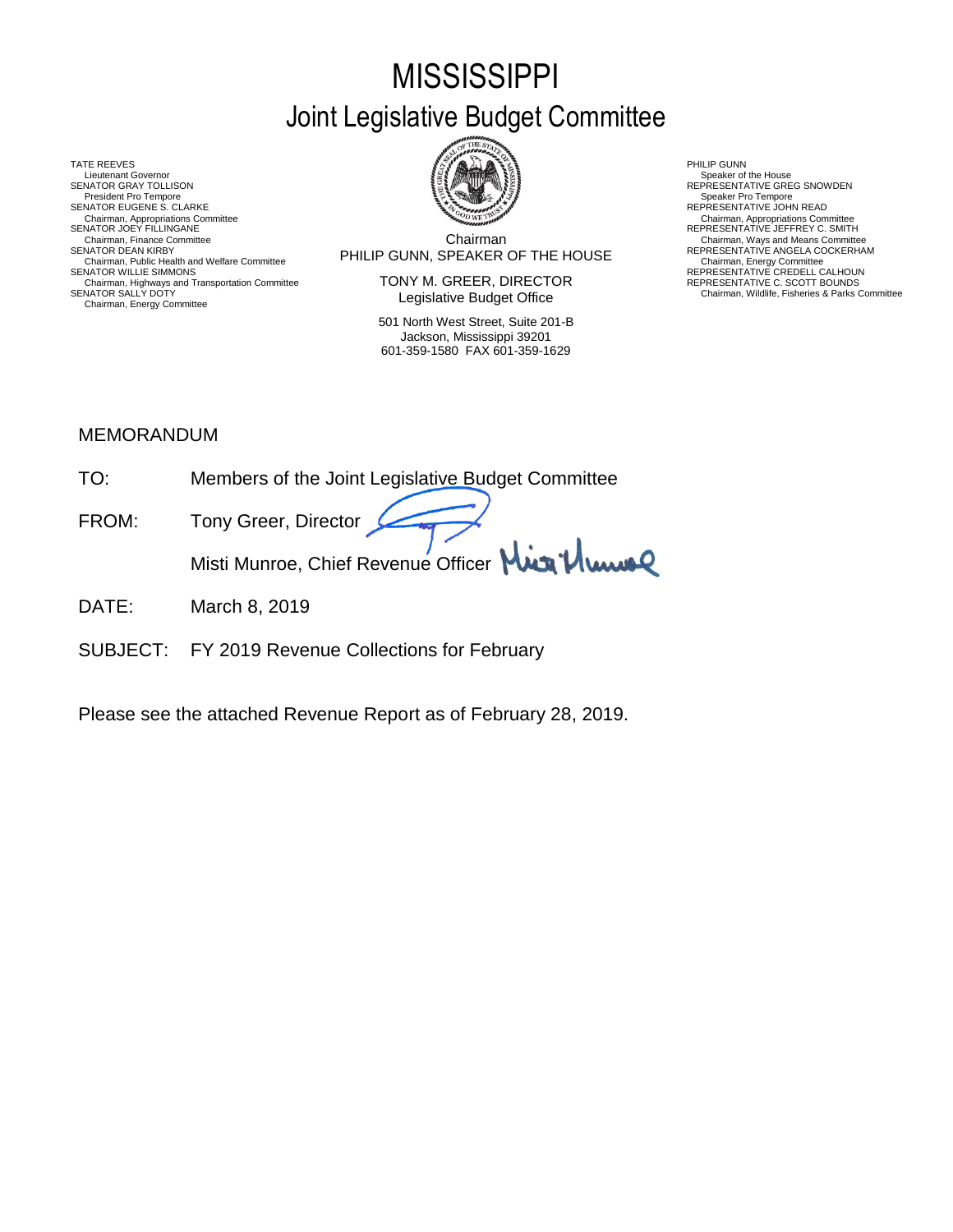# MISSISSIPPI

## Joint Legislative Budget Committee

TATE REEVES
Lieutenant Governor
SENATOR GRAY TOLLISON
President Pro Tempore
SENATOR EUGENE S. CLARKE
Chairman, Appropriations Committee
SENATOR JOEY FILLINGANE
Chairman, Finance Committee
SENATOR DEAN KIRBY
Chairman, Public Health and Welfare Committee
SENATOR WILLIE SIMMONS
Chairman, Highways and Transportation Committee
SENATOR SALLY DOTY
Chairman, Energy Committee

Chairman
PHILIP GUNN, SPEAKER OF THE HOUSE

TONY M. GREER, DIRECTOR
Legislative Budget Office

501 North West Street, Suite 201-B
Jackson, Mississippi 39201
601-359-1580 FAX 601-359-1629

PHILIP GUNN
Speaker of the House
REPRESENTATIVE GREG SNOWDEN
Speaker Pro Tempore
REPRESENTATIVE JOHN READ
Chairman, Appropriations Committee
REPRESENTATIVE JEFFREY C. SMITH
Chairman, Ways and Means Committee
REPRESENTATIVE ANGELA COCKERHAM
Chairman, Energy Committee
REPRESENTATIVE CREDELL CALHOUN
REPRESENTATIVE C. SCOTT BOUNDS
Chairman, Wildlife, Fisheries & Parks Committee

MEMORANDUM

TO: Members of the Joint Legislative Budget Committee

FROM: Tony Greer, Director
Misti Munroe, Chief Revenue Officer

DATE: March 8, 2019

SUBJECT: FY 2019 Revenue Collections for February

Please see the attached Revenue Report as of February 28, 2019.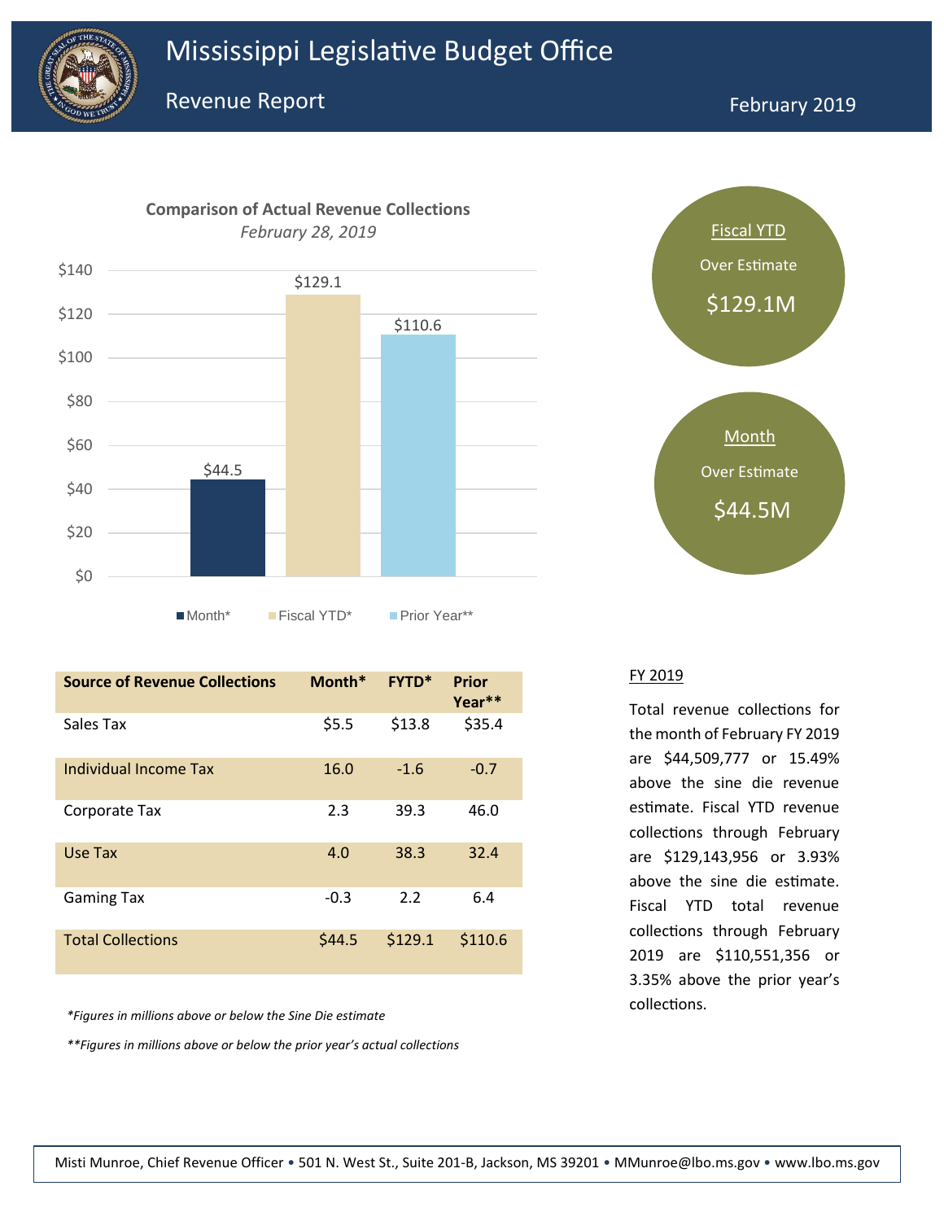# Mississippi Legislative Budget Office

## Revenue Report

February 2019

**Comparison of Actual Revenue Collections**

*February 28, 2019*

| | Month* | Fiscal YTD* | Prior Year** |
|---|---|---|---|
| Value | $44.5 | $129.1 | $110.6 |

Fiscal YTD
Over Estimate
$129.1M

Month
Over Estimate
$44.5M

| Source of Revenue Collections | Month* | FYTD* | Prior Year** |
|---|---|---|---|
| Sales Tax | $5.5 | $13.8 | $35.4 |
| Individual Income Tax | 16.0 | -1.6 | -0.7 |
| Corporate Tax | 2.3 | 39.3 | 46.0 |
| Use Tax | 4.0 | 38.3 | 32.4 |
| Gaming Tax | -0.3 | 2.2 | 6.4 |
| Total Collections | $44.5 | $129.1 | $110.6 |

*\*Figures in millions above or below the Sine Die estimate*

*\*\*Figures in millions above or below the prior year's actual collections*

FY 2019

Total revenue collections for the month of February FY 2019 are $44,509,777 or 15.49% above the sine die revenue estimate. Fiscal YTD revenue collections through February are $129,143,956 or 3.93% above the sine die estimate. Fiscal YTD total revenue collections through February 2019 are $110,551,356 or 3.35% above the prior year's collections.

Misti Munroe, Chief Revenue Officer • 501 N. West St., Suite 201-B, Jackson, MS 39201 • MMunroe@lbo.ms.gov • www.lbo.ms.gov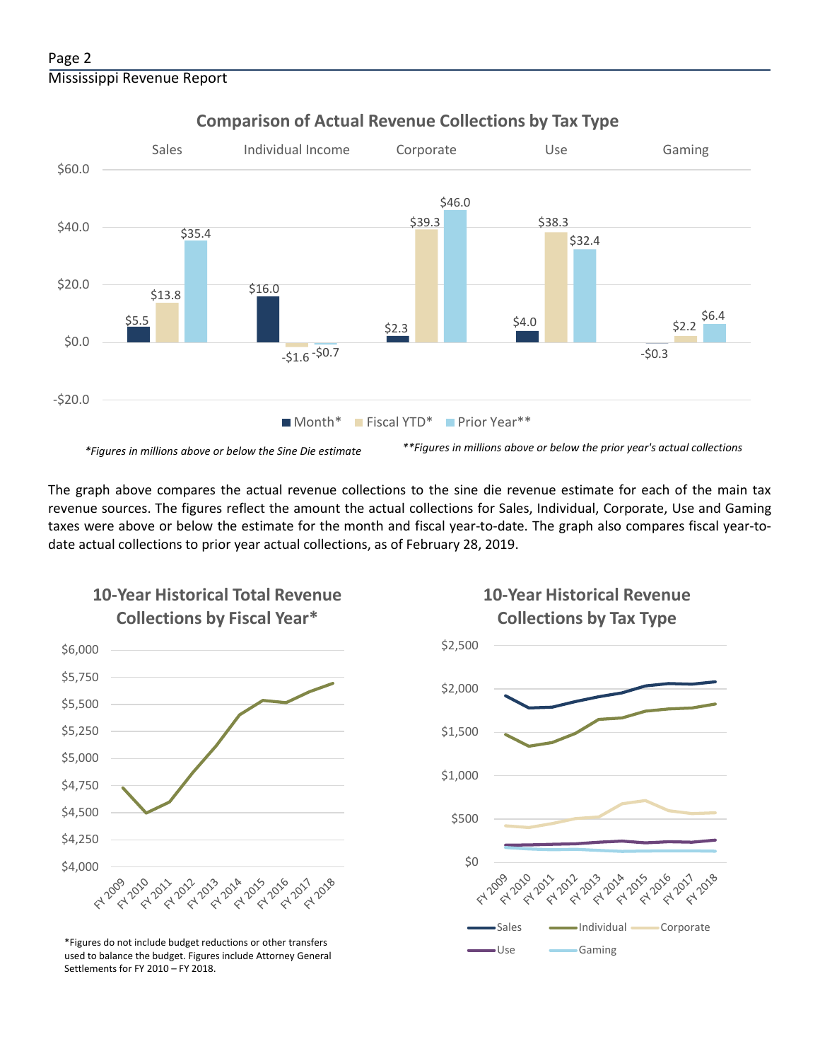## Comparison of Actual Revenue Collections by Tax Type

| | Sales | Individual Income | Corporate | Use | Gaming |
|---|---|---|---|---|---|
| Month* | $5.5 | $16.0 | $2.3 | $4.0 | -$0.3 |
| Fiscal YTD* | $13.8 | -$1.6 | $39.3 | $38.3 | $2.2 |
| Prior Year** | $35.4 | -$0.7 | $46.0 | $32.4 | $6.4 |

*Figures in millions above or below the Sine Die estimate*

***Figures in millions above or below the prior year's actual collections*

The graph above compares the actual revenue collections to the sine die revenue estimate for each of the main tax revenue sources. The figures reflect the amount the actual collections for Sales, Individual, Corporate, Use and Gaming taxes were above or below the estimate for the month and fiscal year-to-date. The graph also compares fiscal year-to-date actual collections to prior year actual collections, as of February 28, 2019.

## 10-Year Historical Total Revenue Collections by Fiscal Year*

*Figures do not include budget reductions or other transfers used to balance the budget. Figures include Attorney General Settlements for FY 2010 – FY 2018.

## 10-Year Historical Revenue Collections by Tax Type

Sales, Individual, Corporate, Use, Gaming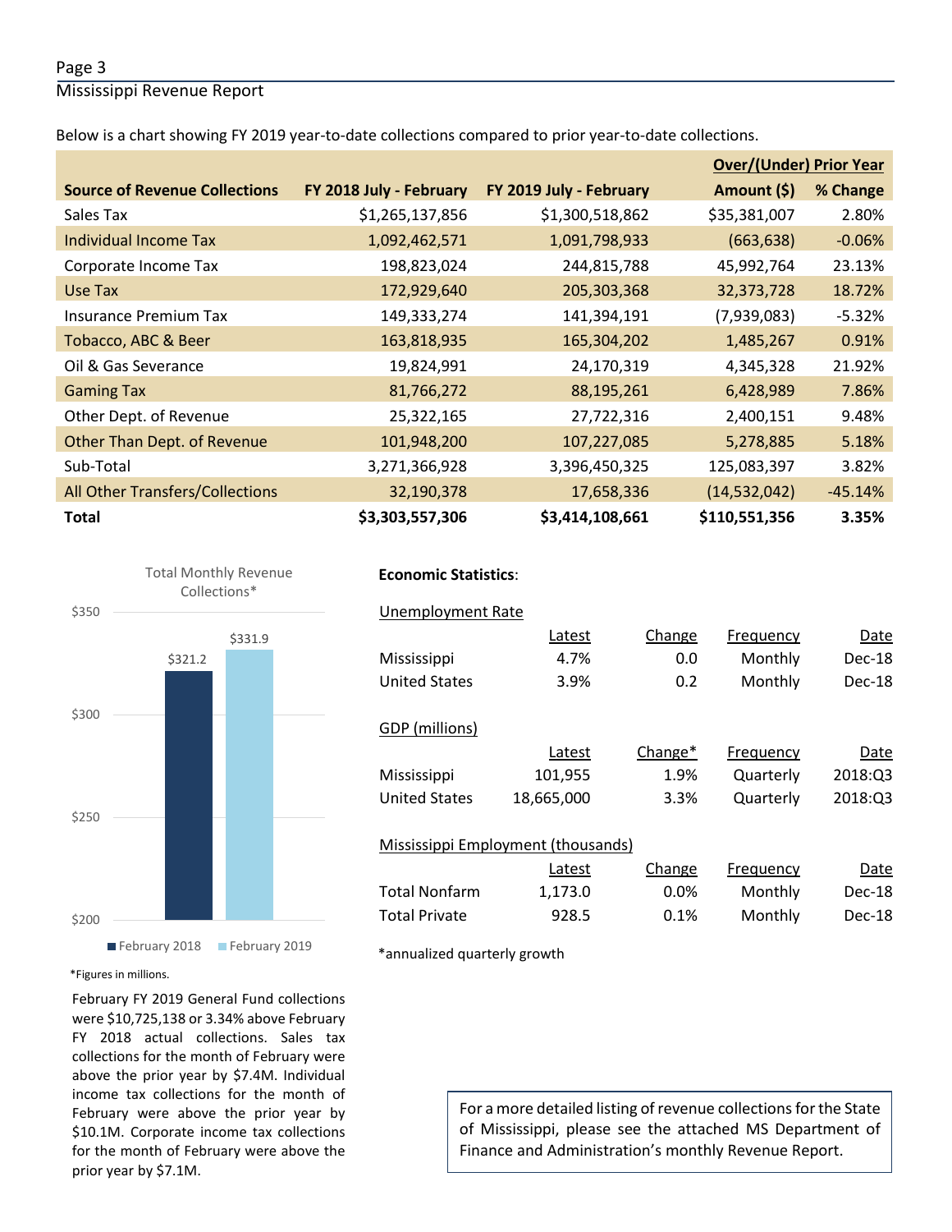Below is a chart showing FY 2019 year-to-date collections compared to prior year-to-date collections.

| Source of Revenue Collections | FY 2018 July - February | FY 2019 July - February | Over/(Under) Prior Year Amount ($) | % Change |
|---|---|---|---|---|
| Sales Tax | $1,265,137,856 | $1,300,518,862 | $35,381,007 | 2.80% |
| Individual Income Tax | 1,092,462,571 | 1,091,798,933 | (663,638) | -0.06% |
| Corporate Income Tax | 198,823,024 | 244,815,788 | 45,992,764 | 23.13% |
| Use Tax | 172,929,640 | 205,303,368 | 32,373,728 | 18.72% |
| Insurance Premium Tax | 149,333,274 | 141,394,191 | (7,939,083) | -5.32% |
| Tobacco, ABC & Beer | 163,818,935 | 165,304,202 | 1,485,267 | 0.91% |
| Oil & Gas Severance | 19,824,991 | 24,170,319 | 4,345,328 | 21.92% |
| Gaming Tax | 81,766,272 | 88,195,261 | 6,428,989 | 7.86% |
| Other Dept. of Revenue | 25,322,165 | 27,722,316 | 2,400,151 | 9.48% |
| Other Than Dept. of Revenue | 101,948,200 | 107,227,085 | 5,278,885 | 5.18% |
| Sub-Total | 3,271,366,928 | 3,396,450,325 | 125,083,397 | 3.82% |
| All Other Transfers/Collections | 32,190,378 | 17,658,336 | (14,532,042) | -45.14% |
| **Total** | **$3,303,557,306** | **$3,414,108,661** | **$110,551,356** | **3.35%** |

**Total Monthly Revenue Collections***

| | February 2018 | February 2019 |
|---|---|---|
| Total Monthly Revenue Collections | $321.2 | $331.9 |

*Figures in millions.

February FY 2019 General Fund collections were $10,725,138 or 3.34% above February FY 2018 actual collections. Sales tax collections for the month of February were above the prior year by $7.4M. Individual income tax collections for the month of February were above the prior year by $10.1M. Corporate income tax collections for the month of February were above the prior year by $7.1M.

**Economic Statistics**:

Unemployment Rate

| | Latest | Change | Frequency | Date |
|---|---|---|---|---|
| Mississippi | 4.7% | 0.0 | Monthly | Dec-18 |
| United States | 3.9% | 0.2 | Monthly | Dec-18 |

GDP (millions)

| | Latest | Change* | Frequency | Date |
|---|---|---|---|---|
| Mississippi | 101,955 | 1.9% | Quarterly | 2018:Q3 |
| United States | 18,665,000 | 3.3% | Quarterly | 2018:Q3 |

Mississippi Employment (thousands)

| | Latest | Change | Frequency | Date |
|---|---|---|---|---|
| Total Nonfarm | 1,173.0 | 0.0% | Monthly | Dec-18 |
| Total Private | 928.5 | 0.1% | Monthly | Dec-18 |

*annualized quarterly growth

For a more detailed listing of revenue collections for the State of Mississippi, please see the attached MS Department of Finance and Administration's monthly Revenue Report.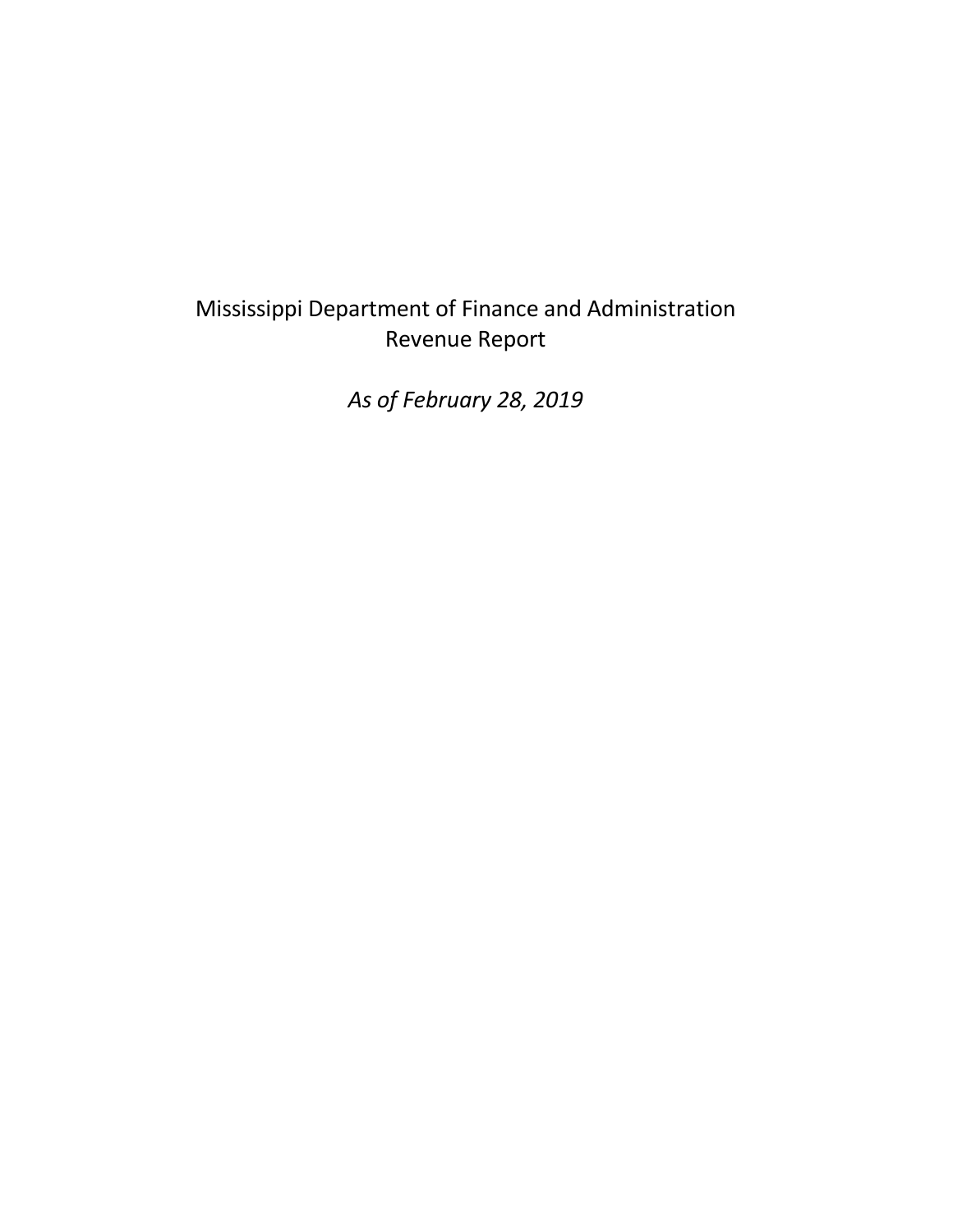# Mississippi Department of Finance and Administration
# Revenue Report

*As of February 28, 2019*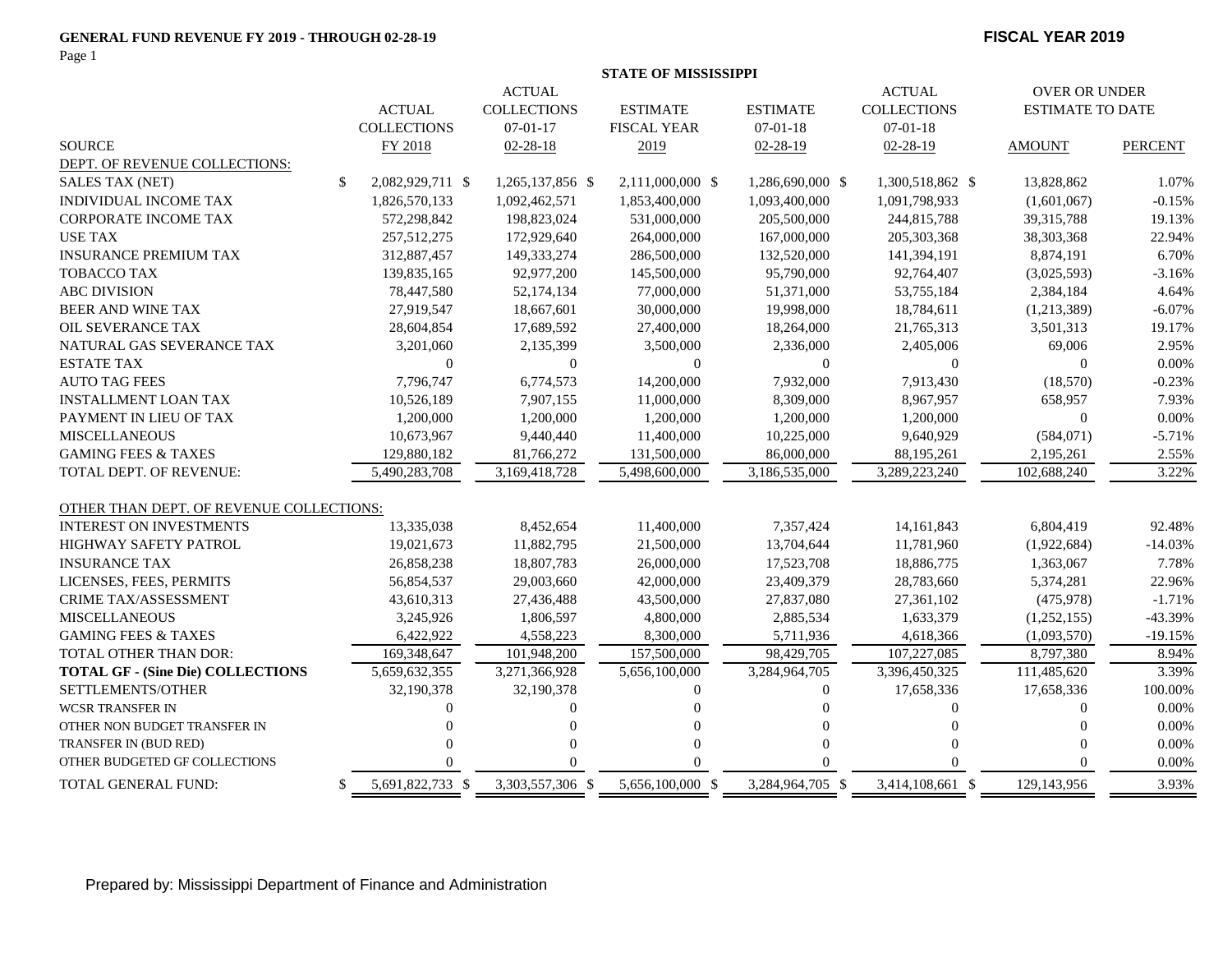**GENERAL FUND REVENUE FY 2019 - THROUGH 02-28-19**

**FISCAL YEAR 2019**

**STATE OF MISSISSIPPI**

| SOURCE | ACTUAL COLLECTIONS FY 2018 | ACTUAL COLLECTIONS 07-01-17 02-28-18 | ESTIMATE FISCAL YEAR 2019 | ESTIMATE 07-01-18 02-28-19 | ACTUAL COLLECTIONS 07-01-18 02-28-19 | OVER OR UNDER ESTIMATE TO DATE AMOUNT | PERCENT |
|---|---|---|---|---|---|---|---|
| DEPT. OF REVENUE COLLECTIONS: | | | | | | | |
| SALES TAX (NET) | $ 2,082,929,711 | $ 1,265,137,856 | $ 2,111,000,000 | $ 1,286,690,000 | $ 1,300,518,862 | $ 13,828,862 | 1.07% |
| INDIVIDUAL INCOME TAX | 1,826,570,133 | 1,092,462,571 | 1,853,400,000 | 1,093,400,000 | 1,091,798,933 | (1,601,067) | -0.15% |
| CORPORATE INCOME TAX | 572,298,842 | 198,823,024 | 531,000,000 | 205,500,000 | 244,815,788 | 39,315,788 | 19.13% |
| USE TAX | 257,512,275 | 172,929,640 | 264,000,000 | 167,000,000 | 205,303,368 | 38,303,368 | 22.94% |
| INSURANCE PREMIUM TAX | 312,887,457 | 149,333,274 | 286,500,000 | 132,520,000 | 141,394,191 | 8,874,191 | 6.70% |
| TOBACCO TAX | 139,835,165 | 92,977,200 | 145,500,000 | 95,790,000 | 92,764,407 | (3,025,593) | -3.16% |
| ABC DIVISION | 78,447,580 | 52,174,134 | 77,000,000 | 51,371,000 | 53,755,184 | 2,384,184 | 4.64% |
| BEER AND WINE TAX | 27,919,547 | 18,667,601 | 30,000,000 | 19,998,000 | 18,784,611 | (1,213,389) | -6.07% |
| OIL SEVERANCE TAX | 28,604,854 | 17,689,592 | 27,400,000 | 18,264,000 | 21,765,313 | 3,501,313 | 19.17% |
| NATURAL GAS SEVERANCE TAX | 3,201,060 | 2,135,399 | 3,500,000 | 2,336,000 | 2,405,006 | 69,006 | 2.95% |
| ESTATE TAX | 0 | 0 | 0 | 0 | 0 | 0 | 0.00% |
| AUTO TAG FEES | 7,796,747 | 6,774,573 | 14,200,000 | 7,932,000 | 7,913,430 | (18,570) | -0.23% |
| INSTALLMENT LOAN TAX | 10,526,189 | 7,907,155 | 11,000,000 | 8,309,000 | 8,967,957 | 658,957 | 7.93% |
| PAYMENT IN LIEU OF TAX | 1,200,000 | 1,200,000 | 1,200,000 | 1,200,000 | 1,200,000 | 0 | 0.00% |
| MISCELLANEOUS | 10,673,967 | 9,440,440 | 11,400,000 | 10,225,000 | 9,640,929 | (584,071) | -5.71% |
| GAMING FEES & TAXES | 129,880,182 | 81,766,272 | 131,500,000 | 86,000,000 | 88,195,261 | 2,195,261 | 2.55% |
| TOTAL DEPT. OF REVENUE: | 5,490,283,708 | 3,169,418,728 | 5,498,600,000 | 3,186,535,000 | 3,289,223,240 | 102,688,240 | 3.22% |
| OTHER THAN DEPT. OF REVENUE COLLECTIONS: | | | | | | | |
| INTEREST ON INVESTMENTS | 13,335,038 | 8,452,654 | 11,400,000 | 7,357,424 | 14,161,843 | 6,804,419 | 92.48% |
| HIGHWAY SAFETY PATROL | 19,021,673 | 11,882,795 | 21,500,000 | 13,704,644 | 11,781,960 | (1,922,684) | -14.03% |
| INSURANCE TAX | 26,858,238 | 18,807,783 | 26,000,000 | 17,523,708 | 18,886,775 | 1,363,067 | 7.78% |
| LICENSES, FEES, PERMITS | 56,854,537 | 29,003,660 | 42,000,000 | 23,409,379 | 28,783,660 | 5,374,281 | 22.96% |
| CRIME TAX/ASSESSMENT | 43,610,313 | 27,436,488 | 43,500,000 | 27,837,080 | 27,361,102 | (475,978) | -1.71% |
| MISCELLANEOUS | 3,245,926 | 1,806,597 | 4,800,000 | 2,885,534 | 1,633,379 | (1,252,155) | -43.39% |
| GAMING FEES & TAXES | 6,422,922 | 4,558,223 | 8,300,000 | 5,711,936 | 4,618,366 | (1,093,570) | -19.15% |
| TOTAL OTHER THAN DOR: | 169,348,647 | 101,948,200 | 157,500,000 | 98,429,705 | 107,227,085 | 8,797,380 | 8.94% |
| **TOTAL GF - (Sine Die) COLLECTIONS** | 5,659,632,355 | 3,271,366,928 | 5,656,100,000 | 3,284,964,705 | 3,396,450,325 | 111,485,620 | 3.39% |
| SETTLEMENTS/OTHER | 32,190,378 | 32,190,378 | 0 | 0 | 17,658,336 | 17,658,336 | 100.00% |
| WCSR TRANSFER IN | 0 | 0 | 0 | 0 | 0 | 0 | 0.00% |
| OTHER NON BUDGET TRANSFER IN | 0 | 0 | 0 | 0 | 0 | 0 | 0.00% |
| TRANSFER IN (BUD RED) | 0 | 0 | 0 | 0 | 0 | 0 | 0.00% |
| OTHER BUDGETED GF COLLECTIONS | 0 | 0 | 0 | 0 | 0 | 0 | 0.00% |
| TOTAL GENERAL FUND: | $ 5,691,822,733 | $ 3,303,557,306 | $ 5,656,100,000 | $ 3,284,964,705 | $ 3,414,108,661 | $ 129,143,956 | 3.93% |

Prepared by: Mississippi Department of Finance and Administration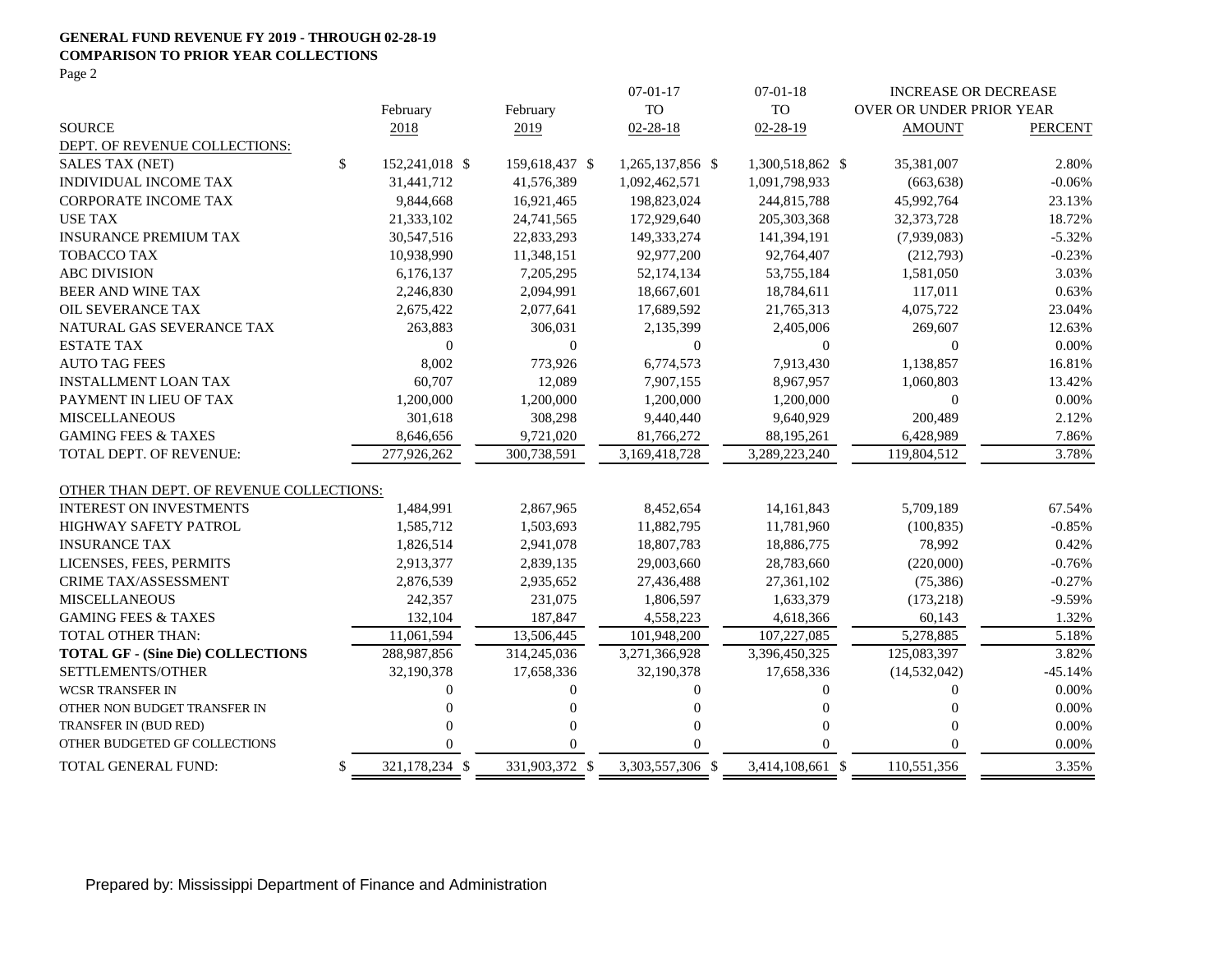**GENERAL FUND REVENUE FY 2019 - THROUGH 02-28-19**
**COMPARISON TO PRIOR YEAR COLLECTIONS**
Page 2

| SOURCE | February 2018 | February 2019 | 07-01-17 TO 02-28-18 | 07-01-18 TO 02-28-19 | INCREASE OR DECREASE OVER OR UNDER PRIOR YEAR AMOUNT | PERCENT |
|---|---|---|---|---|---|---|
| DEPT. OF REVENUE COLLECTIONS: | | | | | | |
| SALES TAX (NET) | $ 152,241,018 | $ 159,618,437 | $ 1,265,137,856 | $ 1,300,518,862 | $ 35,381,007 | 2.80% |
| INDIVIDUAL INCOME TAX | 31,441,712 | 41,576,389 | 1,092,462,571 | 1,091,798,933 | (663,638) | -0.06% |
| CORPORATE INCOME TAX | 9,844,668 | 16,921,465 | 198,823,024 | 244,815,788 | 45,992,764 | 23.13% |
| USE TAX | 21,333,102 | 24,741,565 | 172,929,640 | 205,303,368 | 32,373,728 | 18.72% |
| INSURANCE PREMIUM TAX | 30,547,516 | 22,833,293 | 149,333,274 | 141,394,191 | (7,939,083) | -5.32% |
| TOBACCO TAX | 10,938,990 | 11,348,151 | 92,977,200 | 92,764,407 | (212,793) | -0.23% |
| ABC DIVISION | 6,176,137 | 7,205,295 | 52,174,134 | 53,755,184 | 1,581,050 | 3.03% |
| BEER AND WINE TAX | 2,246,830 | 2,094,991 | 18,667,601 | 18,784,611 | 117,011 | 0.63% |
| OIL SEVERANCE TAX | 2,675,422 | 2,077,641 | 17,689,592 | 21,765,313 | 4,075,722 | 23.04% |
| NATURAL GAS SEVERANCE TAX | 263,883 | 306,031 | 2,135,399 | 2,405,006 | 269,607 | 12.63% |
| ESTATE TAX | 0 | 0 | 0 | 0 | 0 | 0.00% |
| AUTO TAG FEES | 8,002 | 773,926 | 6,774,573 | 7,913,430 | 1,138,857 | 16.81% |
| INSTALLMENT LOAN TAX | 60,707 | 12,089 | 7,907,155 | 8,967,957 | 1,060,803 | 13.42% |
| PAYMENT IN LIEU OF TAX | 1,200,000 | 1,200,000 | 1,200,000 | 1,200,000 | 0 | 0.00% |
| MISCELLANEOUS | 301,618 | 308,298 | 9,440,440 | 9,640,929 | 200,489 | 2.12% |
| GAMING FEES & TAXES | 8,646,656 | 9,721,020 | 81,766,272 | 88,195,261 | 6,428,989 | 7.86% |
| TOTAL DEPT. OF REVENUE: | 277,926,262 | 300,738,591 | 3,169,418,728 | 3,289,223,240 | 119,804,512 | 3.78% |
| OTHER THAN DEPT. OF REVENUE COLLECTIONS: | | | | | | |
| INTEREST ON INVESTMENTS | 1,484,991 | 2,867,965 | 8,452,654 | 14,161,843 | 5,709,189 | 67.54% |
| HIGHWAY SAFETY PATROL | 1,585,712 | 1,503,693 | 11,882,795 | 11,781,960 | (100,835) | -0.85% |
| INSURANCE TAX | 1,826,514 | 2,941,078 | 18,807,783 | 18,886,775 | 78,992 | 0.42% |
| LICENSES, FEES, PERMITS | 2,913,377 | 2,839,135 | 29,003,660 | 28,783,660 | (220,000) | -0.76% |
| CRIME TAX/ASSESSMENT | 2,876,539 | 2,935,652 | 27,436,488 | 27,361,102 | (75,386) | -0.27% |
| MISCELLANEOUS | 242,357 | 231,075 | 1,806,597 | 1,633,379 | (173,218) | -9.59% |
| GAMING FEES & TAXES | 132,104 | 187,847 | 4,558,223 | 4,618,366 | 60,143 | 1.32% |
| TOTAL OTHER THAN: | 11,061,594 | 13,506,445 | 101,948,200 | 107,227,085 | 5,278,885 | 5.18% |
| **TOTAL GF - (Sine Die) COLLECTIONS** | 288,987,856 | 314,245,036 | 3,271,366,928 | 3,396,450,325 | 125,083,397 | 3.82% |
| SETTLEMENTS/OTHER | 32,190,378 | 17,658,336 | 32,190,378 | 17,658,336 | (14,532,042) | -45.14% |
| WCSR TRANSFER IN | 0 | 0 | 0 | 0 | 0 | 0.00% |
| OTHER NON BUDGET TRANSFER IN | 0 | 0 | 0 | 0 | 0 | 0.00% |
| TRANSFER IN (BUD RED) | 0 | 0 | 0 | 0 | 0 | 0.00% |
| OTHER BUDGETED GF COLLECTIONS | 0 | 0 | 0 | 0 | 0 | 0.00% |
| TOTAL GENERAL FUND: | $ 321,178,234 | $ 331,903,372 | $ 3,303,557,306 | $ 3,414,108,661 | $ 110,551,356 | 3.35% |

Prepared by: Mississippi Department of Finance and Administration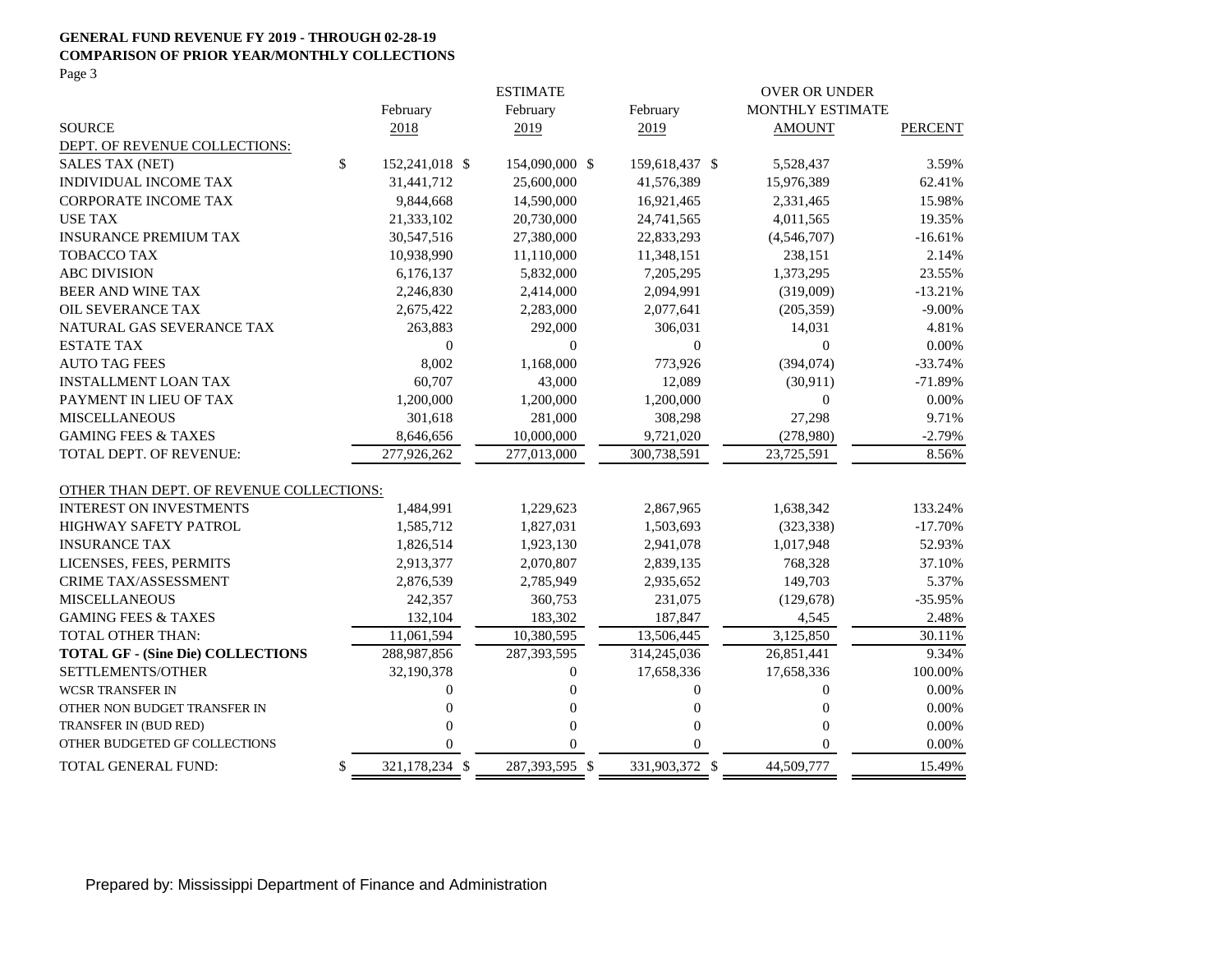**GENERAL FUND REVENUE FY 2019 - THROUGH 02-28-19**
**COMPARISON OF PRIOR YEAR/MONTHLY COLLECTIONS**
Page 3

| SOURCE | February 2018 | ESTIMATE February 2019 | February 2019 | OVER OR UNDER MONTHLY ESTIMATE AMOUNT | PERCENT |
|---|---|---|---|---|---|
| DEPT. OF REVENUE COLLECTIONS: | | | | | |
| SALES TAX (NET) | $ 152,241,018 | $ 154,090,000 | $ 159,618,437 | $ 5,528,437 | 3.59% |
| INDIVIDUAL INCOME TAX | 31,441,712 | 25,600,000 | 41,576,389 | 15,976,389 | 62.41% |
| CORPORATE INCOME TAX | 9,844,668 | 14,590,000 | 16,921,465 | 2,331,465 | 15.98% |
| USE TAX | 21,333,102 | 20,730,000 | 24,741,565 | 4,011,565 | 19.35% |
| INSURANCE PREMIUM TAX | 30,547,516 | 27,380,000 | 22,833,293 | (4,546,707) | -16.61% |
| TOBACCO TAX | 10,938,990 | 11,110,000 | 11,348,151 | 238,151 | 2.14% |
| ABC DIVISION | 6,176,137 | 5,832,000 | 7,205,295 | 1,373,295 | 23.55% |
| BEER AND WINE TAX | 2,246,830 | 2,414,000 | 2,094,991 | (319,009) | -13.21% |
| OIL SEVERANCE TAX | 2,675,422 | 2,283,000 | 2,077,641 | (205,359) | -9.00% |
| NATURAL GAS SEVERANCE TAX | 263,883 | 292,000 | 306,031 | 14,031 | 4.81% |
| ESTATE TAX | 0 | 0 | 0 | 0 | 0.00% |
| AUTO TAG FEES | 8,002 | 1,168,000 | 773,926 | (394,074) | -33.74% |
| INSTALLMENT LOAN TAX | 60,707 | 43,000 | 12,089 | (30,911) | -71.89% |
| PAYMENT IN LIEU OF TAX | 1,200,000 | 1,200,000 | 1,200,000 | 0 | 0.00% |
| MISCELLANEOUS | 301,618 | 281,000 | 308,298 | 27,298 | 9.71% |
| GAMING FEES & TAXES | 8,646,656 | 10,000,000 | 9,721,020 | (278,980) | -2.79% |
| TOTAL DEPT. OF REVENUE: | 277,926,262 | 277,013,000 | 300,738,591 | 23,725,591 | 8.56% |
| | | | | | |
| OTHER THAN DEPT. OF REVENUE COLLECTIONS: | | | | | |
| INTEREST ON INVESTMENTS | 1,484,991 | 1,229,623 | 2,867,965 | 1,638,342 | 133.24% |
| HIGHWAY SAFETY PATROL | 1,585,712 | 1,827,031 | 1,503,693 | (323,338) | -17.70% |
| INSURANCE TAX | 1,826,514 | 1,923,130 | 2,941,078 | 1,017,948 | 52.93% |
| LICENSES, FEES, PERMITS | 2,913,377 | 2,070,807 | 2,839,135 | 768,328 | 37.10% |
| CRIME TAX/ASSESSMENT | 2,876,539 | 2,785,949 | 2,935,652 | 149,703 | 5.37% |
| MISCELLANEOUS | 242,357 | 360,753 | 231,075 | (129,678) | -35.95% |
| GAMING FEES & TAXES | 132,104 | 183,302 | 187,847 | 4,545 | 2.48% |
| TOTAL OTHER THAN: | 11,061,594 | 10,380,595 | 13,506,445 | 3,125,850 | 30.11% |
| **TOTAL GF - (Sine Die) COLLECTIONS** | 288,987,856 | 287,393,595 | 314,245,036 | 26,851,441 | 9.34% |
| SETTLEMENTS/OTHER | 32,190,378 | 0 | 17,658,336 | 17,658,336 | 100.00% |
| WCSR TRANSFER IN | 0 | 0 | 0 | 0 | 0.00% |
| OTHER NON BUDGET TRANSFER IN | 0 | 0 | 0 | 0 | 0.00% |
| TRANSFER IN (BUD RED) | 0 | 0 | 0 | 0 | 0.00% |
| OTHER BUDGETED GF COLLECTIONS | 0 | 0 | 0 | 0 | 0.00% |
| TOTAL GENERAL FUND: | $ 321,178,234 | $ 287,393,595 | $ 331,903,372 | $ 44,509,777 | 15.49% |

Prepared by: Mississippi Department of Finance and Administration